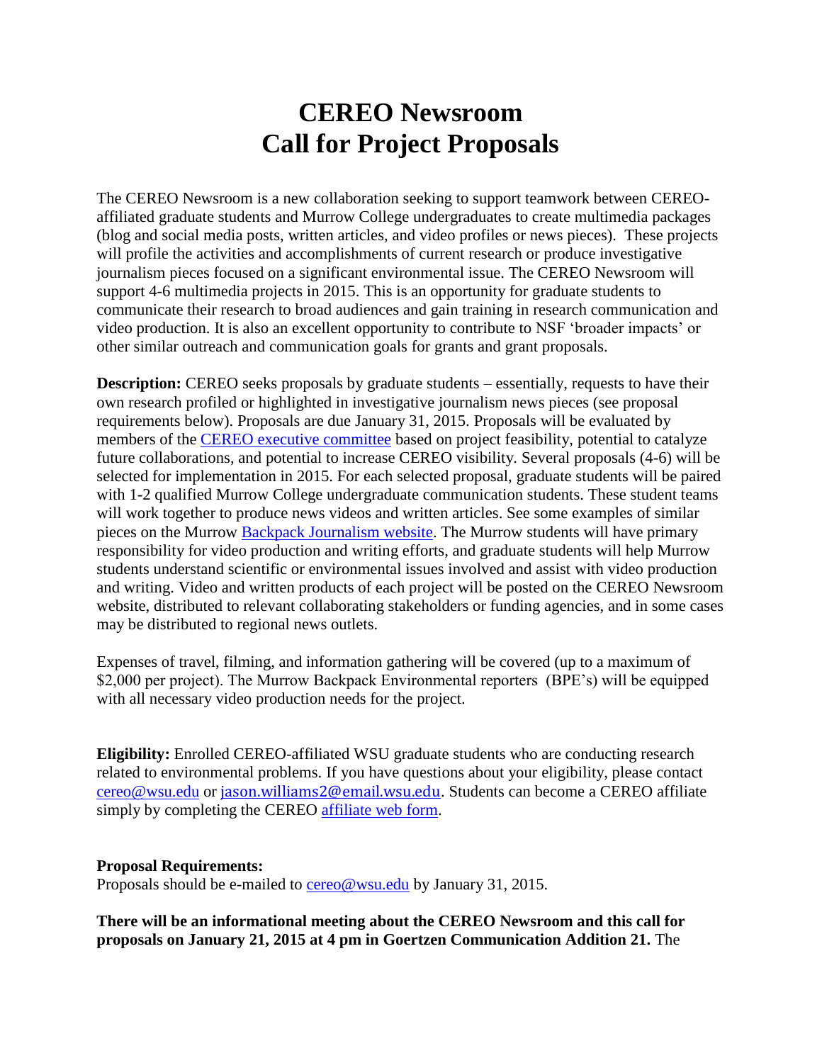# CEREO Newsroom
# Call for Project Proposals

The CEREO Newsroom is a new collaboration seeking to support teamwork between CEREO-affiliated graduate students and Murrow College undergraduates to create multimedia packages (blog and social media posts, written articles, and video profiles or news pieces). These projects will profile the activities and accomplishments of current research or produce investigative journalism pieces focused on a significant environmental issue. The CEREO Newsroom will support 4-6 multimedia projects in 2015. This is an opportunity for graduate students to communicate their research to broad audiences and gain training in research communication and video production. It is also an excellent opportunity to contribute to NSF 'broader impacts' or other similar outreach and communication goals for grants and grant proposals.

**Description:** CEREO seeks proposals by graduate students – essentially, requests to have their own research profiled or highlighted in investigative journalism news pieces (see proposal requirements below). Proposals are due January 31, 2015. Proposals will be evaluated by members of the CEREO executive committee based on project feasibility, potential to catalyze future collaborations, and potential to increase CEREO visibility. Several proposals (4-6) will be selected for implementation in 2015. For each selected proposal, graduate students will be paired with 1-2 qualified Murrow College undergraduate communication students. These student teams will work together to produce news videos and written articles. See some examples of similar pieces on the Murrow Backpack Journalism website. The Murrow students will have primary responsibility for video production and writing efforts, and graduate students will help Murrow students understand scientific or environmental issues involved and assist with video production and writing. Video and written products of each project will be posted on the CEREO Newsroom website, distributed to relevant collaborating stakeholders or funding agencies, and in some cases may be distributed to regional news outlets.

Expenses of travel, filming, and information gathering will be covered (up to a maximum of $2,000 per project). The Murrow Backpack Environmental reporters (BPE's) will be equipped with all necessary video production needs for the project.

**Eligibility:** Enrolled CEREO-affiliated WSU graduate students who are conducting research related to environmental problems. If you have questions about your eligibility, please contact cereo@wsu.edu or jason.williams2@email.wsu.edu. Students can become a CEREO affiliate simply by completing the CEREO affiliate web form.

**Proposal Requirements:**
Proposals should be e-mailed to cereo@wsu.edu by January 31, 2015.

**There will be an informational meeting about the CEREO Newsroom and this call for proposals on January 21, 2015 at 4 pm in Goertzen Communication Addition 21.** The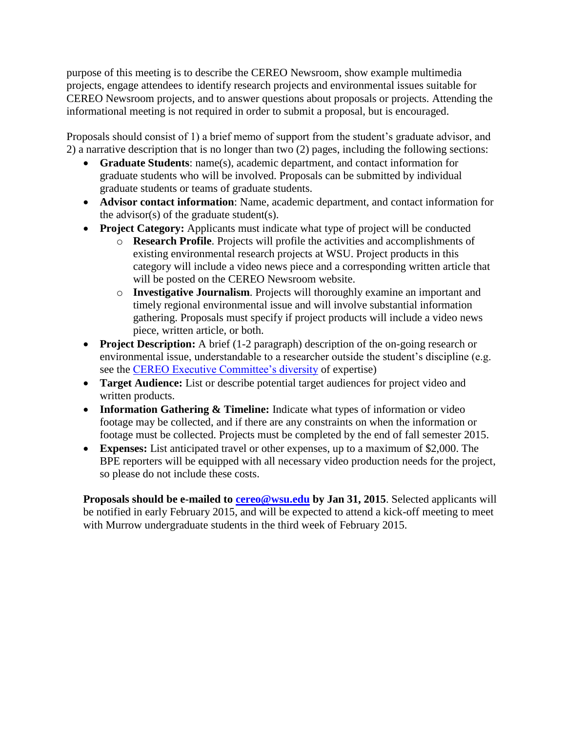purpose of this meeting is to describe the CEREO Newsroom, show example multimedia projects, engage attendees to identify research projects and environmental issues suitable for CEREO Newsroom projects, and to answer questions about proposals or projects. Attending the informational meeting is not required in order to submit a proposal, but is encouraged.

Proposals should consist of 1) a brief memo of support from the student's graduate advisor, and 2) a narrative description that is no longer than two (2) pages, including the following sections:

- **Graduate Students**: name(s), academic department, and contact information for graduate students who will be involved. Proposals can be submitted by individual graduate students or teams of graduate students.
- **Advisor contact information**: Name, academic department, and contact information for the advisor(s) of the graduate student(s).
- **Project Category:** Applicants must indicate what type of project will be conducted
  - **Research Profile**. Projects will profile the activities and accomplishments of existing environmental research projects at WSU. Project products in this category will include a video news piece and a corresponding written article that will be posted on the CEREO Newsroom website.
  - **Investigative Journalism**. Projects will thoroughly examine an important and timely regional environmental issue and will involve substantial information gathering. Proposals must specify if project products will include a video news piece, written article, or both.
- **Project Description:** A brief (1-2 paragraph) description of the on-going research or environmental issue, understandable to a researcher outside the student's discipline (e.g. see the CEREO Executive Committee's diversity of expertise)
- **Target Audience:** List or describe potential target audiences for project video and written products.
- **Information Gathering & Timeline:** Indicate what types of information or video footage may be collected, and if there are any constraints on when the information or footage must be collected. Projects must be completed by the end of fall semester 2015.
- **Expenses:** List anticipated travel or other expenses, up to a maximum of $2,000. The BPE reporters will be equipped with all necessary video production needs for the project, so please do not include these costs.

**Proposals should be e-mailed to cereo@wsu.edu by Jan 31, 2015**. Selected applicants will be notified in early February 2015, and will be expected to attend a kick-off meeting to meet with Murrow undergraduate students in the third week of February 2015.